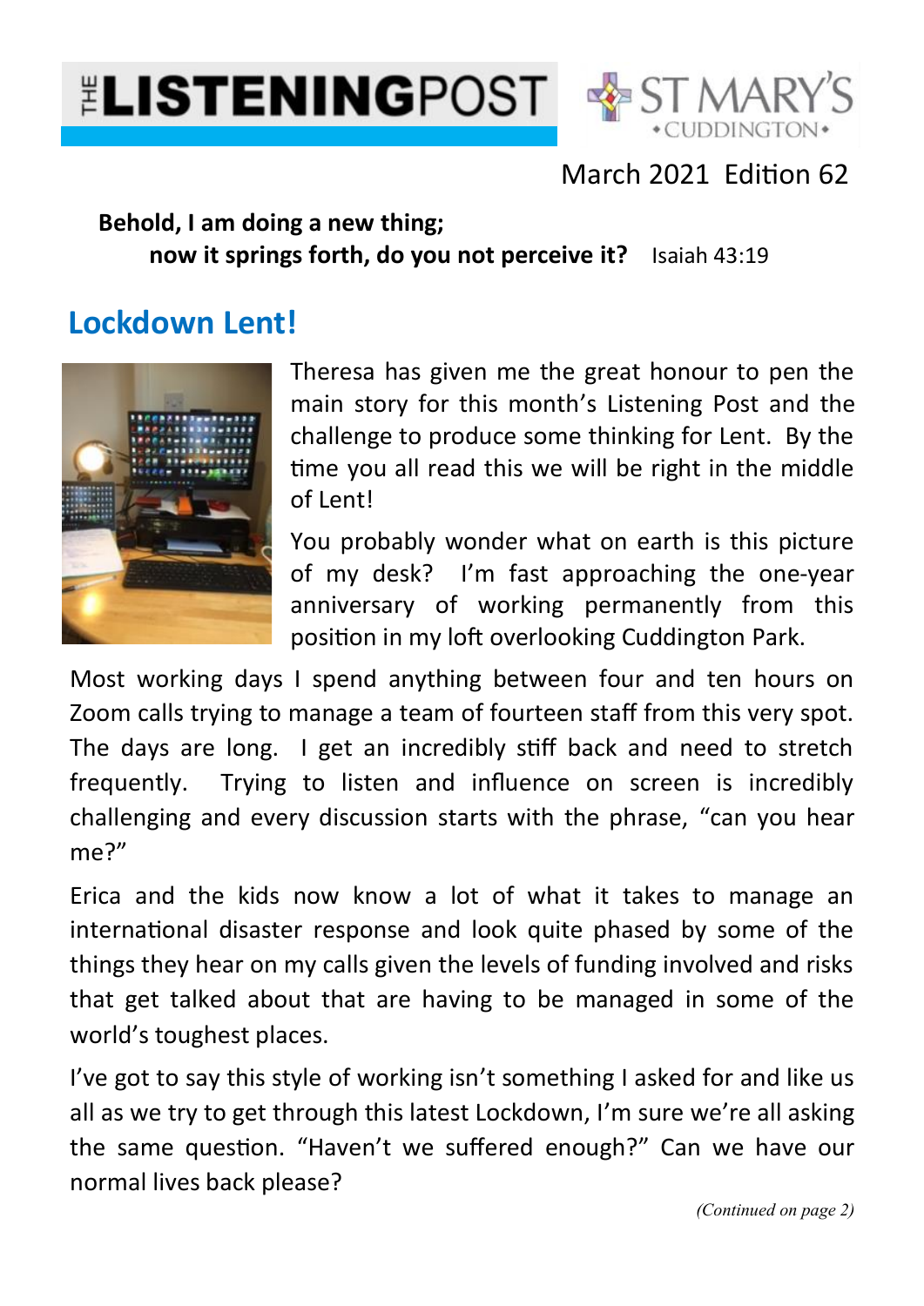# THE LISTENING POST

ST MARY'S CUDDINGTON

March 2021 Edition 62

**Behold, I am doing a new thing;**
**now it springs forth, do you not perceive it?** Isaiah 43:19

## Lockdown Lent!

Theresa has given me the great honour to pen the main story for this month's Listening Post and the challenge to produce some thinking for Lent. By the time you all read this we will be right in the middle of Lent!

You probably wonder what on earth is this picture of my desk? I'm fast approaching the one-year anniversary of working permanently from this position in my loft overlooking Cuddington Park.

Most working days I spend anything between four and ten hours on Zoom calls trying to manage a team of fourteen staff from this very spot. The days are long. I get an incredibly stiff back and need to stretch frequently. Trying to listen and influence on screen is incredibly challenging and every discussion starts with the phrase, "can you hear me?"

Erica and the kids now know a lot of what it takes to manage an international disaster response and look quite phased by some of the things they hear on my calls given the levels of funding involved and risks that get talked about that are having to be managed in some of the world's toughest places.

I've got to say this style of working isn't something I asked for and like us all as we try to get through this latest Lockdown, I'm sure we're all asking the same question. "Haven't we suffered enough?" Can we have our normal lives back please?

*(Continued on page 2)*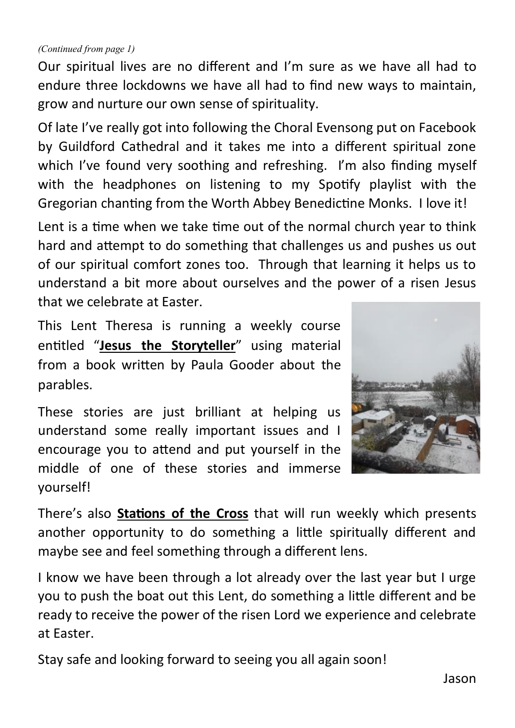*(Continued from page 1)*

Our spiritual lives are no different and I'm sure as we have all had to endure three lockdowns we have all had to find new ways to maintain, grow and nurture our own sense of spirituality.

Of late I've really got into following the Choral Evensong put on Facebook by Guildford Cathedral and it takes me into a different spiritual zone which I've found very soothing and refreshing. I'm also finding myself with the headphones on listening to my Spotify playlist with the Gregorian chanting from the Worth Abbey Benedictine Monks. I love it!

Lent is a time when we take time out of the normal church year to think hard and attempt to do something that challenges us and pushes us out of our spiritual comfort zones too. Through that learning it helps us to understand a bit more about ourselves and the power of a risen Jesus that we celebrate at Easter.

This Lent Theresa is running a weekly course entitled "**Jesus the Storyteller**" using material from a book written by Paula Gooder about the parables.

These stories are just brilliant at helping us understand some really important issues and I encourage you to attend and put yourself in the middle of one of these stories and immerse yourself!

There's also **Stations of the Cross** that will run weekly which presents another opportunity to do something a little spiritually different and maybe see and feel something through a different lens.

I know we have been through a lot already over the last year but I urge you to push the boat out this Lent, do something a little different and be ready to receive the power of the risen Lord we experience and celebrate at Easter.

Stay safe and looking forward to seeing you all again soon!

Jason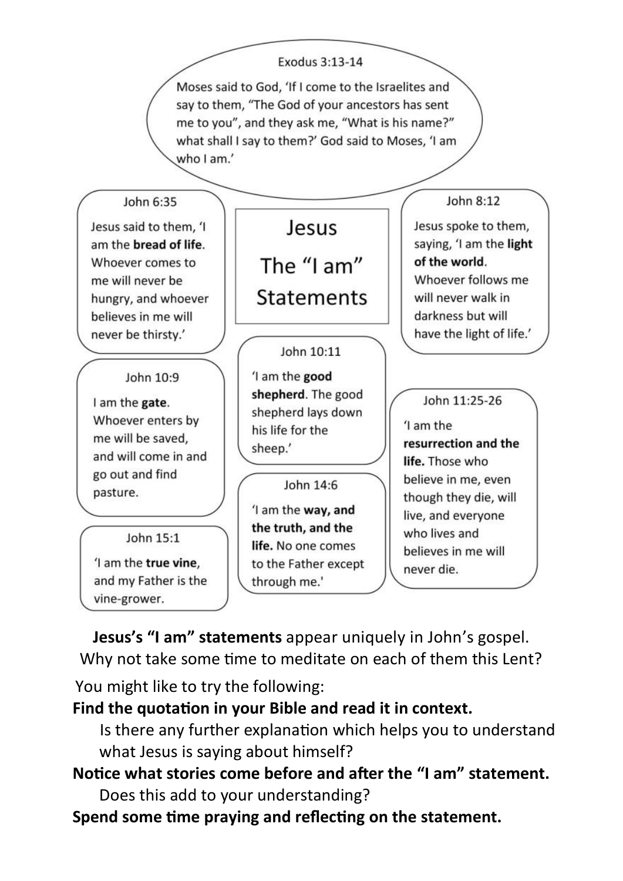Exodus 3:13-14

Moses said to God, 'If I come to the Israelites and say to them, "The God of your ancestors has sent me to you", and they ask me, "What is his name?" what shall I say to them?' God said to Moses, 'I am who I am.'

# Jesus The "I am" Statements

John 6:35

Jesus said to them, 'I am the **bread of life**. Whoever comes to me will never be hungry, and whoever believes in me will never be thirsty.'

John 8:12

Jesus spoke to them, saying, 'I am the **light of the world**. Whoever follows me will never walk in darkness but will have the light of life.'

John 10:9

I am the **gate**. Whoever enters by me will be saved, and will come in and go out and find pasture.

John 10:11

'I am the **good shepherd**. The good shepherd lays down his life for the sheep.'

John 11:25-26

'I am the **resurrection and the life.** Those who believe in me, even though they die, will live, and everyone who lives and believes in me will never die.

John 14:6

'I am the **way, and the truth, and the life.** No one comes to the Father except through me.'

John 15:1

'I am the **true vine**, and my Father is the vine-grower.

**Jesus's "I am" statements** appear uniquely in John's gospel. Why not take some time to meditate on each of them this Lent?

You might like to try the following:

**Find the quotation in your Bible and read it in context.**

Is there any further explanation which helps you to understand what Jesus is saying about himself?

**Notice what stories come before and after the "I am" statement.**

Does this add to your understanding?

**Spend some time praying and reflecting on the statement.**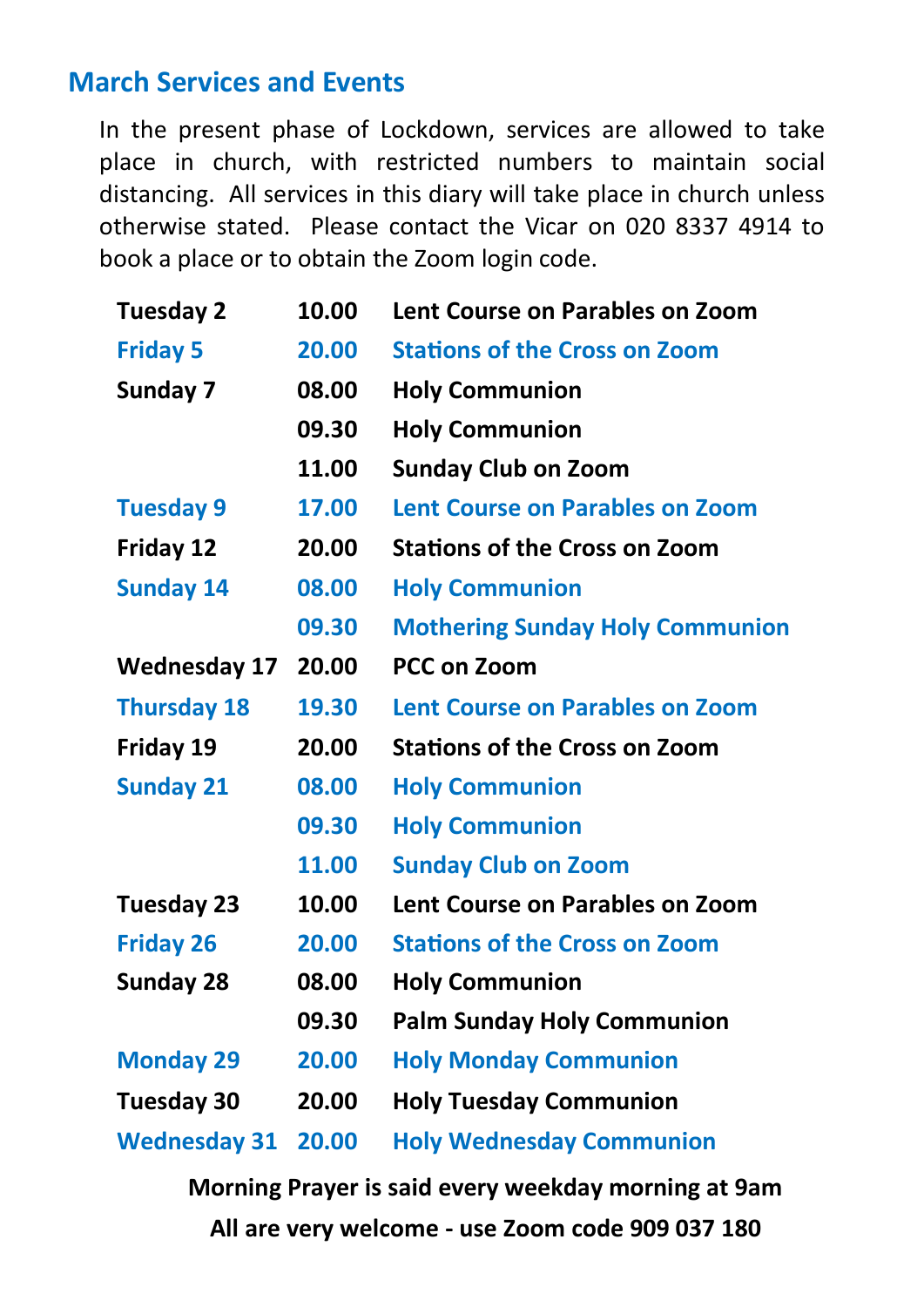## March Services and Events

In the present phase of Lockdown, services are allowed to take place in church, with restricted numbers to maintain social distancing. All services in this diary will take place in church unless otherwise stated. Please contact the Vicar on 020 8337 4914 to book a place or to obtain the Zoom login code.

| | | |
|---|---|---|
| **Tuesday 2** | **10.00** | **Lent Course on Parables on Zoom** |
| **Friday 5** | **20.00** | **Stations of the Cross on Zoom** |
| **Sunday 7** | **08.00** | **Holy Communion** |
| | **09.30** | **Holy Communion** |
| | **11.00** | **Sunday Club on Zoom** |
| **Tuesday 9** | **17.00** | **Lent Course on Parables on Zoom** |
| **Friday 12** | **20.00** | **Stations of the Cross on Zoom** |
| **Sunday 14** | **08.00** | **Holy Communion** |
| | **09.30** | **Mothering Sunday Holy Communion** |
| **Wednesday 17** | **20.00** | **PCC on Zoom** |
| **Thursday 18** | **19.30** | **Lent Course on Parables on Zoom** |
| **Friday 19** | **20.00** | **Stations of the Cross on Zoom** |
| **Sunday 21** | **08.00** | **Holy Communion** |
| | **09.30** | **Holy Communion** |
| | **11.00** | **Sunday Club on Zoom** |
| **Tuesday 23** | **10.00** | **Lent Course on Parables on Zoom** |
| **Friday 26** | **20.00** | **Stations of the Cross on Zoom** |
| **Sunday 28** | **08.00** | **Holy Communion** |
| | **09.30** | **Palm Sunday Holy Communion** |
| **Monday 29** | **20.00** | **Holy Monday Communion** |
| **Tuesday 30** | **20.00** | **Holy Tuesday Communion** |
| **Wednesday 31** | **20.00** | **Holy Wednesday Communion** |

**Morning Prayer is said every weekday morning at 9am**

**All are very welcome - use Zoom code 909 037 180**